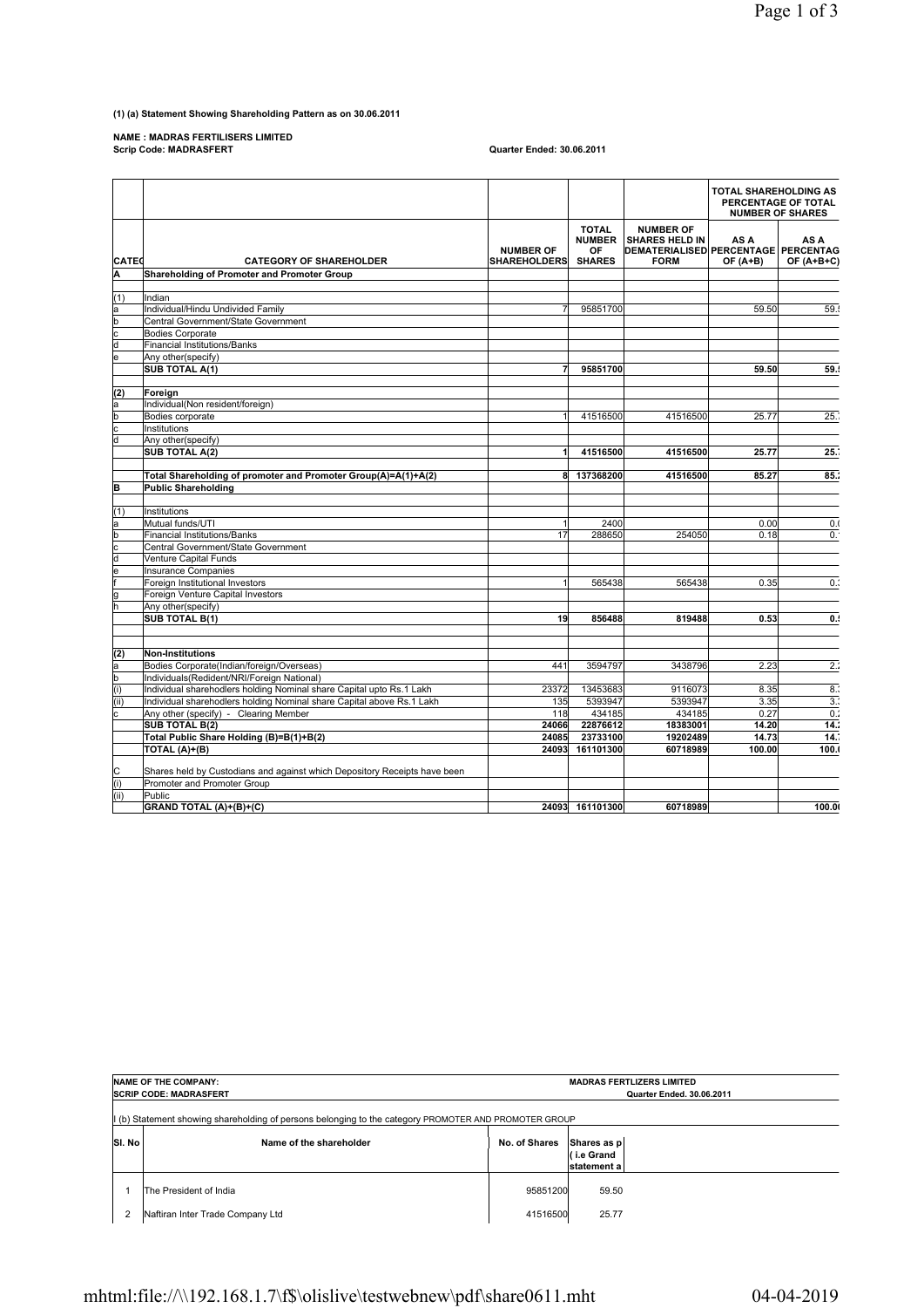**(1) (a) Statement Showing Shareholding Pattern as on 30.06.2011**

**NAME : MADRAS FERTILISERS LIMITED**
**Scrip Code: MADRASFERT** **Quarter Ended: 30.06.2011**

| CATEG | CATEGORY OF SHAREHOLDER | NUMBER OF SHAREHOLDERS | TOTAL NUMBER OF SHARES | NUMBER OF SHARES HELD IN DEMATERIALISED FORM | TOTAL SHAREHOLDING AS PERCENTAGE OF TOTAL NUMBER OF SHARES | |
|---|---|---|---|---|---|---|
| | | | | | AS A PERCENTAGE OF (A+B) | AS A PERCENTAG OF (A+B+C) |
| A | **Shareholding of Promoter and Promoter Group** | | | | | |
| (1) | Indian | | | | | |
| a | Individual/Hindu Undivided Family | 7 | 95851700 | | 59.50 | 59.5 |
| b | Central Government/State Government | | | | | |
| c | Bodies Corporate | | | | | |
| d | Financial Institutions/Banks | | | | | |
| e | Any other(specify) | | | | | |
| | **SUB TOTAL A(1)** | **7** | **95851700** | | **59.50** | **59.5** |
| **(2)** | **Foreign** | | | | | |
| a | Individual(Non resident/foreign) | | | | | |
| b | Bodies corporate | 1 | 41516500 | 41516500 | 25.77 | 25. |
| c | Institutions | | | | | |
| d | Any other(specify) | | | | | |
| | **SUB TOTAL A(2)** | **1** | **41516500** | **41516500** | **25.77** | **25.** |
| | **Total Shareholding of promoter and Promoter Group(A)=A(1)+A(2)** | **8** | **137368200** | **41516500** | **85.27** | **85.** |
| **B** | **Public Shareholding** | | | | | |
| (1) | Institutions | | | | | |
| a | Mutual funds/UTI | 1 | 2400 | | 0.00 | 0. |
| b | Financial Institutions/Banks | 17 | 288650 | 254050 | 0.18 | 0. |
| c | Central Government/State Government | | | | | |
| d | Venture Capital Funds | | | | | |
| e | Insurance Companies | | | | | |
| f | Foreign Institutional Investors | 1 | 565438 | 565438 | 0.35 | 0. |
| g | Foreign Venture Capital Investors | | | | | |
| h | Any other(specify) | | | | | |
| | **SUB TOTAL B(1)** | **19** | **856488** | **819488** | **0.53** | **0.** |
| **(2)** | **Non-Institutions** | | | | | |
| a | Bodies Corporate(Indian/foreign/Overseas) | 441 | 3594797 | 3438796 | 2.23 | 2. |
| b | Individuals(Redident/NRI/Foreign National) | | | | | |
| (i) | Individual sharehodlers holding Nominal share Capital upto Rs.1 Lakh | 23372 | 13453683 | 9116073 | 8.35 | 8. |
| (ii) | Individual sharehodlers holding Nominal share Capital above Rs.1 Lakh | 135 | 5393947 | 5393947 | 3.35 | 3. |
| c | Any other (specify) - Clearing Member | 118 | 434185 | 434185 | 0.27 | 0. |
| | **SUB TOTAL B(2)** | **24066** | **22876612** | **18383001** | **14.20** | **14.** |
| | **Total Public Share Holding (B)=B(1)+B(2)** | **24085** | **23733100** | **19202489** | **14.73** | **14.** |
| | **TOTAL (A)+(B)** | **24093** | **161101300** | **60718989** | **100.00** | **100.** |
| C | Shares held by Custodians and against which Depository Receipts have been | | | | | |
| (i) | Promoter and Promoter Group | | | | | |
| (ii) | Public | | | | | |
| | **GRAND TOTAL (A)+(B)+(C)** | **24093** | **161101300** | **60718989** | | **100.0** |

**NAME OF THE COMPANY:** **MADRAS FERTLIZERS LIMITED**
**SCRIP CODE: MADRASFERT** **Quarter Ended. 30.06.2011**

I (b) Statement showing shareholding of persons belonging to the category PROMOTER AND PROMOTER GROUP

| Sl. No | Name of the shareholder | No. of Shares | Shares as p (i.e Grand statement a |
|---|---|---|---|
| 1 | The President of India | 95851200 | 59.50 |
| 2 | Naftiran Inter Trade Company Ltd | 41516500 | 25.77 |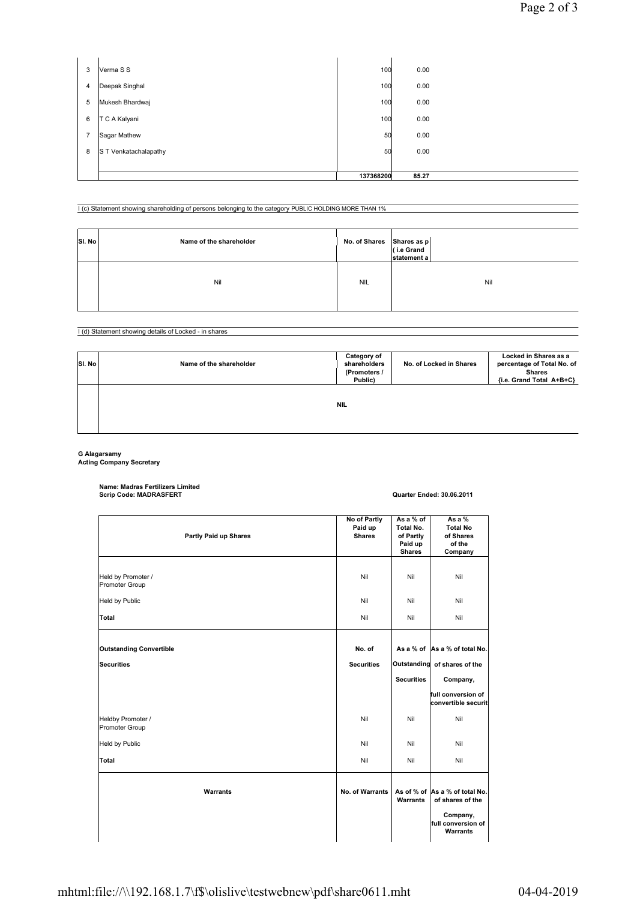| | | | |
|---|---|---|---|
| 3 | Verma S S | 100 | 0.00 |
| 4 | Deepak Singhal | 100 | 0.00 |
| 5 | Mukesh Bhardwaj | 100 | 0.00 |
| 6 | T C A Kalyani | 100 | 0.00 |
| 7 | Sagar Mathew | 50 | 0.00 |
| 8 | S T Venkatachalapathy | 50 | 0.00 |
| | | 137368200 | 85.27 |

I (c) Statement showing shareholding of persons belonging to the category PUBLIC HOLDING MORE THAN 1%

| Sl. No | Name of the shareholder | No. of Shares | Shares as p ( i.e Grand statement a |
|---|---|---|---|
| | Nil | NIL | Nil |

I (d) Statement showing details of Locked - in shares

| Sl. No | Name of the shareholder | Category of shareholders (Promoters / Public) | No. of Locked in Shares | Locked in Shares as a percentage of Total No. of Shares {i.e. Grand Total A+B+C} |
|---|---|---|---|---|
| | | NIL | | |

**G Alagarsamy**
**Acting Company Secretary**

**Name: Madras Fertilizers Limited**
**Scrip Code: MADRASFERT**

**Quarter Ended: 30.06.2011**

| Partly Paid up Shares | No of Partly Paid up Shares | As a % of Total No. of Partly Paid up Shares | As a % Total No of Shares of the Company |
|---|---|---|---|
| Held by Promoter / Promoter Group | Nil | Nil | Nil |
| Held by Public | Nil | Nil | Nil |
| **Total** | Nil | Nil | Nil |

| Outstanding Convertible Securities | No. of Securities | As a % of Outstanding Securities | As a % of total No. of shares of the Company, full conversion of convertible securit |
|---|---|---|---|
| Heldby Promoter / Promoter Group | Nil | Nil | Nil |
| Held by Public | Nil | Nil | Nil |
| **Total** | Nil | Nil | Nil |

| Warrants | No. of Warrants | As of % of Warrants | As a % of total No. of shares of the Company, full conversion of Warrants |
|---|---|---|---|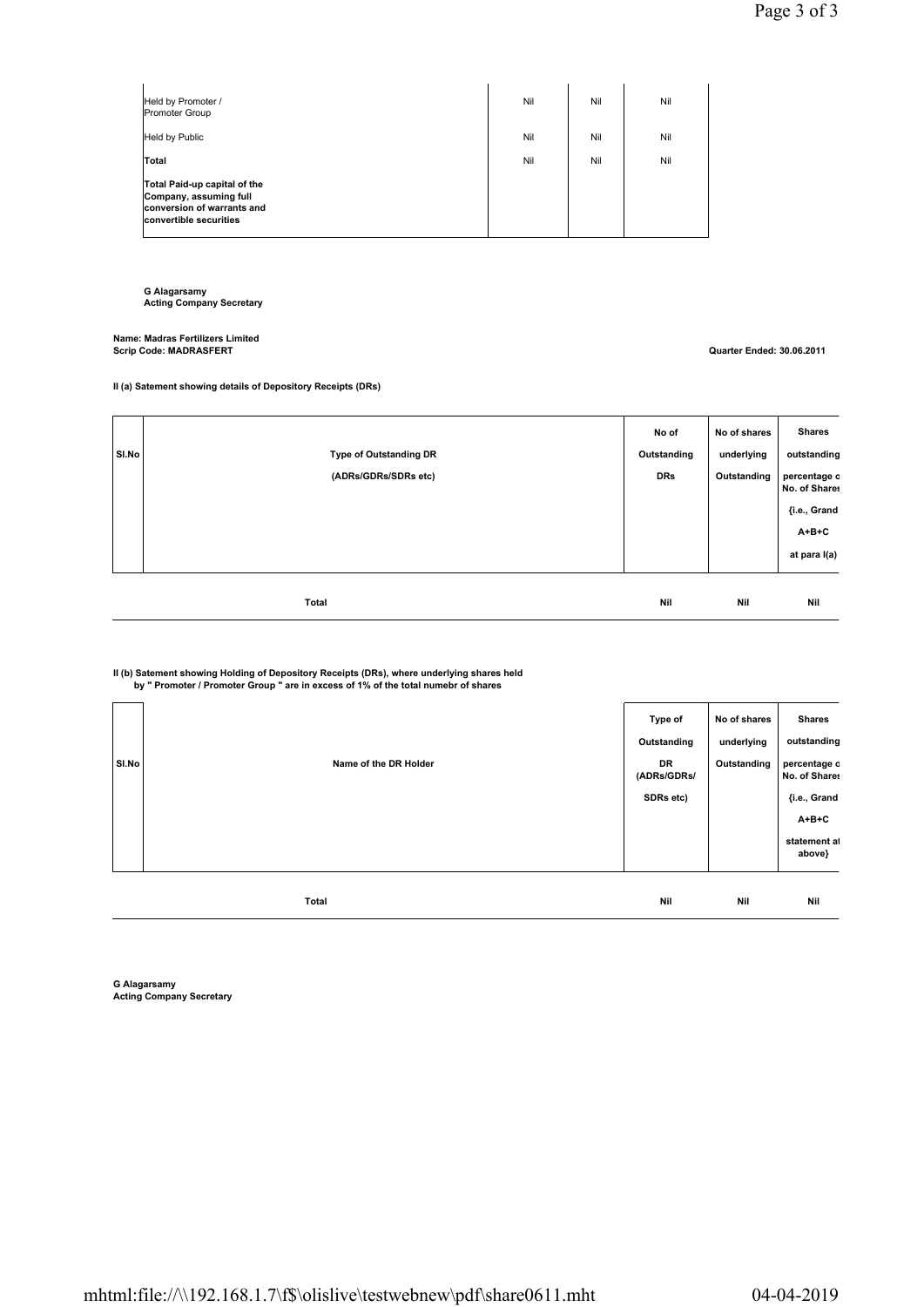| | | | |
|---|---|---|---|
| Held by Promoter / Promoter Group | Nil | Nil | Nil |
| Held by Public | Nil | Nil | Nil |
| **Total** | Nil | Nil | Nil |
| **Total Paid-up capital of the Company, assuming full conversion of warrants and convertible securities** | | | |

**G Alagarsamy**
**Acting Company Secretary**

**Name: Madras Fertilizers Limited**
**Scrip Code: MADRASFERT**

**Quarter Ended: 30.06.2011**

**II (a) Satement showing details of Depository Receipts (DRs)**

| Sl.No | Type of Outstanding DR (ADRs/GDRs/SDRs etc) | No of Outstanding DRs | No of shares underlying Outstanding | Shares outstanding percentage o No. of Shares {i.e., Grand A+B+C at para I(a) |
|---|---|---|---|---|
| | | | | |
| | **Total** | **Nil** | **Nil** | **Nil** |

**II (b) Satement showing Holding of Depository Receipts (DRs), where underlying shares held by " Promoter / Promoter Group " are in excess of 1% of the total numebr of shares**

| Sl.No | Name of the DR Holder | Type of Outstanding DR (ADRs/GDRs/ SDRs etc) | No of shares underlying Outstanding | Shares outstanding percentage o No. of Shares {i.e., Grand A+B+C statement at above} |
|---|---|---|---|---|
| | | | | |
| | **Total** | **Nil** | **Nil** | **Nil** |

**G Alagarsamy**
**Acting Company Secretary**